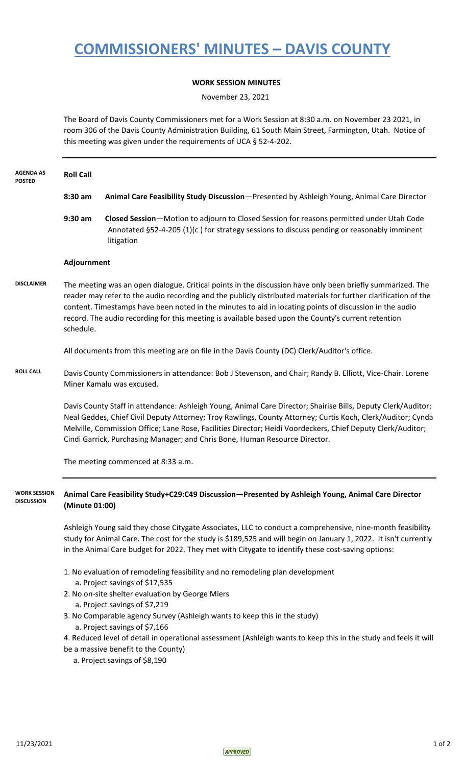# COMMISSIONERS' MINUTES – DAVIS COUNTY

**WORK SESSION MINUTES**

November 23, 2021

The Board of Davis County Commissioners met for a Work Session at 8:30 a.m. on November 23 2021, in room 306 of the Davis County Administration Building, 61 South Main Street, Farmington, Utah. Notice of this meeting was given under the requirements of UCA § 52-4-202.

---

**AGENDA AS POSTED**

**Roll Call**

**8:30 am** **Animal Care Feasibility Study Discussion**—Presented by Ashleigh Young, Animal Care Director

**9:30 am** **Closed Session**—Motion to adjourn to Closed Session for reasons permitted under Utah Code Annotated §52-4-205 (1)(c ) for strategy sessions to discuss pending or reasonably imminent litigation

**Adjournment**

**DISCLAIMER**

The meeting was an open dialogue. Critical points in the discussion have only been briefly summarized. The reader may refer to the audio recording and the publicly distributed materials for further clarification of the content. Timestamps have been noted in the minutes to aid in locating points of discussion in the audio record. The audio recording for this meeting is available based upon the County's current retention schedule.

All documents from this meeting are on file in the Davis County (DC) Clerk/Auditor's office.

**ROLL CALL**

Davis County Commissioners in attendance: Bob J Stevenson, and Chair; Randy B. Elliott, Vice-Chair. Lorene Miner Kamalu was excused.

Davis County Staff in attendance: Ashleigh Young, Animal Care Director; Shairise Bills, Deputy Clerk/Auditor; Neal Geddes, Chief Civil Deputy Attorney; Troy Rawlings, County Attorney; Curtis Koch, Clerk/Auditor; Cynda Melville, Commission Office; Lane Rose, Facilities Director; Heidi Voordeckers, Chief Deputy Clerk/Auditor; Cindi Garrick, Purchasing Manager; and Chris Bone, Human Resource Director.

The meeting commenced at 8:33 a.m.

---

**WORK SESSION DISCUSSION**

**Animal Care Feasibility Study+C29:C49 Discussion—Presented by Ashleigh Young, Animal Care Director (Minute 01:00)**

Ashleigh Young said they chose Citygate Associates, LLC to conduct a comprehensive, nine-month feasibility study for Animal Care. The cost for the study is $189,525 and will begin on January 1, 2022. It isn't currently in the Animal Care budget for 2022. They met with Citygate to identify these cost-saving options:

1. No evaluation of remodeling feasibility and no remodeling plan development
   a. Project savings of $17,535
2. No on-site shelter evaluation by George Miers
   a. Project savings of $7,219
3. No Comparable agency Survey (Ashleigh wants to keep this in the study)
   a. Project savings of $7,166
4. Reduced level of detail in operational assessment (Ashleigh wants to keep this in the study and feels it will be a massive benefit to the County)
   a. Project savings of $8,190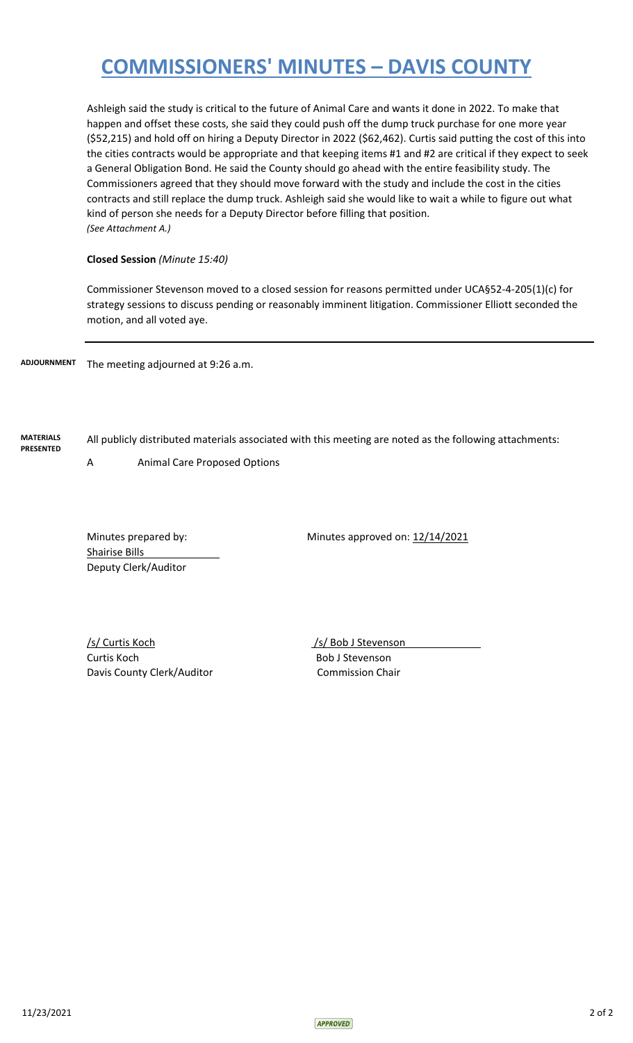# COMMISSIONERS' MINUTES – DAVIS COUNTY

Ashleigh said the study is critical to the future of Animal Care and wants it done in 2022. To make that happen and offset these costs, she said they could push off the dump truck purchase for one more year ($52,215) and hold off on hiring a Deputy Director in 2022 ($62,462). Curtis said putting the cost of this into the cities contracts would be appropriate and that keeping items #1 and #2 are critical if they expect to seek a General Obligation Bond. He said the County should go ahead with the entire feasibility study. The Commissioners agreed that they should move forward with the study and include the cost in the cities contracts and still replace the dump truck. Ashleigh said she would like to wait a while to figure out what kind of person she needs for a Deputy Director before filling that position.
*(See Attachment A.)*

**Closed Session** *(Minute 15:40)*

Commissioner Stevenson moved to a closed session for reasons permitted under UCA§52-4-205(1)(c) for strategy sessions to discuss pending or reasonably imminent litigation. Commissioner Elliott seconded the motion, and all voted aye.

**ADJOURNMENT** The meeting adjourned at 9:26 a.m.

**MATERIALS PRESENTED** All publicly distributed materials associated with this meeting are noted as the following attachments:

A Animal Care Proposed Options

Minutes prepared by: Shairise Bills
Deputy Clerk/Auditor

Minutes approved on: 12/14/2021

/s/ Curtis Koch
Curtis Koch
Davis County Clerk/Auditor

/s/ Bob J Stevenson
Bob J Stevenson
Commission Chair

APPROVED